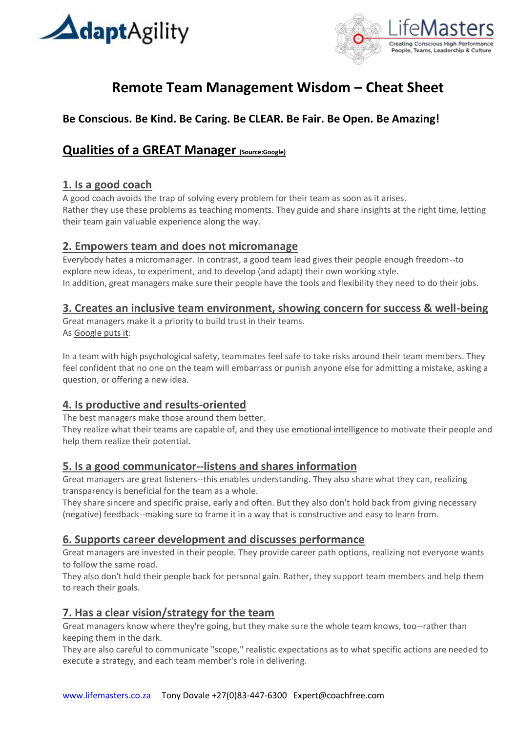# Remote Team Management Wisdom – Cheat Sheet

**Be Conscious. Be Kind. Be Caring. Be CLEAR. Be Fair. Be Open. Be Amazing!**

## Qualities of a GREAT Manager (Source:Google)

### 1. Is a good coach

A good coach avoids the trap of solving every problem for their team as soon as it arises.
Rather they use these problems as teaching moments. They guide and share insights at the right time, letting their team gain valuable experience along the way.

### 2. Empowers team and does not micromanage

Everybody hates a micromanager. In contrast, a good team lead gives their people enough freedom--to explore new ideas, to experiment, and to develop (and adapt) their own working style.
In addition, great managers make sure their people have the tools and flexibility they need to do their jobs.

### 3. Creates an inclusive team environment, showing concern for success & well-being

Great managers make it a priority to build trust in their teams.
As Google puts it:

In a team with high psychological safety, teammates feel safe to take risks around their team members. They feel confident that no one on the team will embarrass or punish anyone else for admitting a mistake, asking a question, or offering a new idea.

### 4. Is productive and results-oriented

The best managers make those around them better.
They realize what their teams are capable of, and they use emotional intelligence to motivate their people and help them realize their potential.

### 5. Is a good communicator--listens and shares information

Great managers are great listeners--this enables understanding. They also share what they can, realizing transparency is beneficial for the team as a whole.
They share sincere and specific praise, early and often. But they also don't hold back from giving necessary (negative) feedback--making sure to frame it in a way that is constructive and easy to learn from.

### 6. Supports career development and discusses performance

Great managers are invested in their people. They provide career path options, realizing not everyone wants to follow the same road.
They also don't hold their people back for personal gain. Rather, they support team members and help them to reach their goals.

### 7. Has a clear vision/strategy for the team

Great managers know where they're going, but they make sure the whole team knows, too--rather than keeping them in the dark.
They are also careful to communicate "scope," realistic expectations as to what specific actions are needed to execute a strategy, and each team member's role in delivering.

www.lifemasters.co.za Tony Dovale +27(0)83-447-6300 Expert@coachfree.com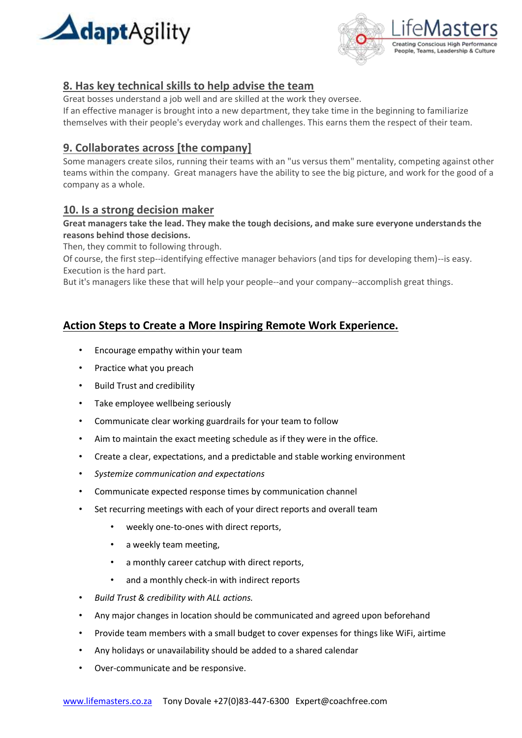## 8. Has key technical skills to help advise the team

Great bosses understand a job well and are skilled at the work they oversee.
If an effective manager is brought into a new department, they take time in the beginning to familiarize themselves with their people's everyday work and challenges. This earns them the respect of their team.

## 9. Collaborates across [the company]

Some managers create silos, running their teams with an "us versus them" mentality, competing against other teams within the company. Great managers have the ability to see the big picture, and work for the good of a company as a whole.

## 10. Is a strong decision maker

**Great managers take the lead. They make the tough decisions, and make sure everyone understands the reasons behind those decisions.**
Then, they commit to following through.
Of course, the first step--identifying effective manager behaviors (and tips for developing them)--is easy. Execution is the hard part.
But it's managers like these that will help your people--and your company--accomplish great things.

## Action Steps to Create a More Inspiring Remote Work Experience.

- Encourage empathy within your team
- Practice what you preach
- Build Trust and credibility
- Take employee wellbeing seriously
- Communicate clear working guardrails for your team to follow
- Aim to maintain the exact meeting schedule as if they were in the office.
- Create a clear, expectations, and a predictable and stable working environment
- *Systemize communication and expectations*
- Communicate expected response times by communication channel
- Set recurring meetings with each of your direct reports and overall team
    - weekly one-to-ones with direct reports,
    - a weekly team meeting,
    - a monthly career catchup with direct reports,
    - and a monthly check-in with indirect reports
- *Build Trust & credibility with ALL actions.*
- Any major changes in location should be communicated and agreed upon beforehand
- Provide team members with a small budget to cover expenses for things like WiFi, airtime
- Any holidays or unavailability should be added to a shared calendar
- Over-communicate and be responsive.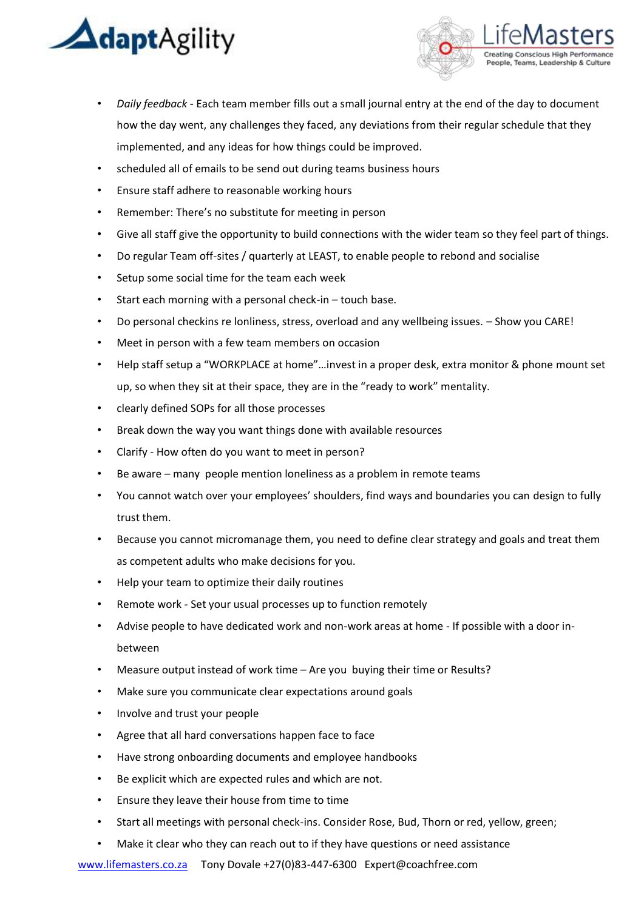- *Daily feedback* - Each team member fills out a small journal entry at the end of the day to document how the day went, any challenges they faced, any deviations from their regular schedule that they implemented, and any ideas for how things could be improved.
- scheduled all of emails to be send out during teams business hours
- Ensure staff adhere to reasonable working hours
- Remember: There's no substitute for meeting in person
- Give all staff give the opportunity to build connections with the wider team so they feel part of things.
- Do regular Team off-sites / quarterly at LEAST, to enable people to rebond and socialise
- Setup some social time for the team each week
- Start each morning with a personal check-in – touch base.
- Do personal checkins re lonliness, stress, overload and any wellbeing issues. – Show you CARE!
- Meet in person with a few team members on occasion
- Help staff setup a "WORKPLACE at home"…invest in a proper desk, extra monitor & phone mount set up, so when they sit at their space, they are in the "ready to work" mentality.
- clearly defined SOPs for all those processes
- Break down the way you want things done with available resources
- Clarify - How often do you want to meet in person?
- Be aware – many people mention loneliness as a problem in remote teams
- You cannot watch over your employees' shoulders, find ways and boundaries you can design to fully trust them.
- Because you cannot micromanage them, you need to define clear strategy and goals and treat them as competent adults who make decisions for you.
- Help your team to optimize their daily routines
- Remote work - Set your usual processes up to function remotely
- Advise people to have dedicated work and non-work areas at home - If possible with a door in-between
- Measure output instead of work time – Are you buying their time or Results?
- Make sure you communicate clear expectations around goals
- Involve and trust your people
- Agree that all hard conversations happen face to face
- Have strong onboarding documents and employee handbooks
- Be explicit which are expected rules and which are not.
- Ensure they leave their house from time to time
- Start all meetings with personal check-ins. Consider Rose, Bud, Thorn or red, yellow, green;
- Make it clear who they can reach out to if they have questions or need assistance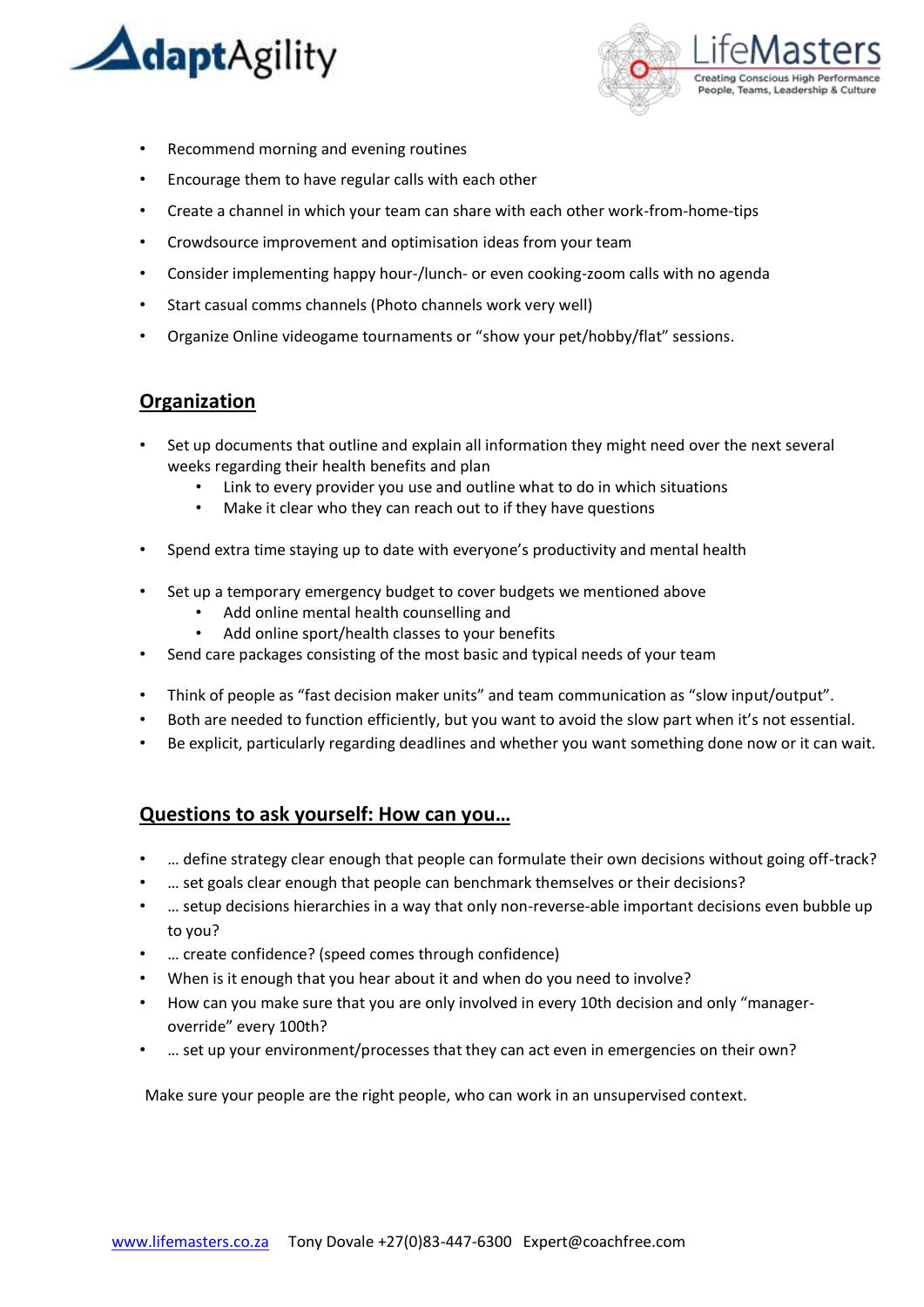- Recommend morning and evening routines
- Encourage them to have regular calls with each other
- Create a channel in which your team can share with each other work-from-home-tips
- Crowdsource improvement and optimisation ideas from your team
- Consider implementing happy hour-/lunch- or even cooking-zoom calls with no agenda
- Start casual comms channels (Photo channels work very well)
- Organize Online videogame tournaments or “show your pet/hobby/flat” sessions.

## Organization

- Set up documents that outline and explain all information they might need over the next several weeks regarding their health benefits and plan
  - Link to every provider you use and outline what to do in which situations
  - Make it clear who they can reach out to if they have questions

- Spend extra time staying up to date with everyone’s productivity and mental health

- Set up a temporary emergency budget to cover budgets we mentioned above
  - Add online mental health counselling and
  - Add online sport/health classes to your benefits
- Send care packages consisting of the most basic and typical needs of your team

- Think of people as “fast decision maker units” and team communication as “slow input/output”.
- Both are needed to function efficiently, but you want to avoid the slow part when it’s not essential.
- Be explicit, particularly regarding deadlines and whether you want something done now or it can wait.

## Questions to ask yourself: How can you…

- … define strategy clear enough that people can formulate their own decisions without going off-track?
- … set goals clear enough that people can benchmark themselves or their decisions?
- … setup decisions hierarchies in a way that only non-reverse-able important decisions even bubble up to you?
- … create confidence? (speed comes through confidence)
- When is it enough that you hear about it and when do you need to involve?
- How can you make sure that you are only involved in every 10th decision and only “manager-override” every 100th?
- … set up your environment/processes that they can act even in emergencies on their own?

Make sure your people are the right people, who can work in an unsupervised context.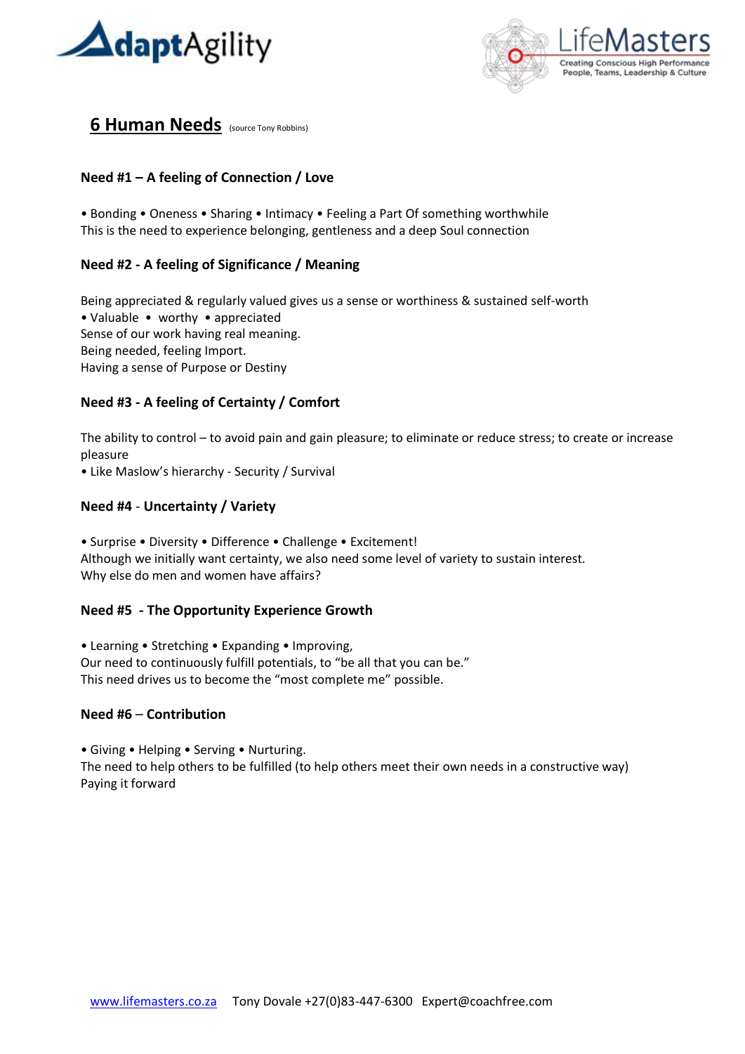## 6 Human Needs (source Tony Robbins)

**Need #1 – A feeling of Connection / Love**

• Bonding • Oneness • Sharing • Intimacy • Feeling a Part Of something worthwhile
This is the need to experience belonging, gentleness and a deep Soul connection

**Need #2 - A feeling of Significance / Meaning**

Being appreciated & regularly valued gives us a sense or worthiness & sustained self-worth
• Valuable • worthy • appreciated
Sense of our work having real meaning.
Being needed, feeling Import.
Having a sense of Purpose or Destiny

**Need #3 - A feeling of Certainty / Comfort**

The ability to control – to avoid pain and gain pleasure; to eliminate or reduce stress; to create or increase pleasure
• Like Maslow's hierarchy - Security / Survival

**Need #4 - Uncertainty / Variety**

• Surprise • Diversity • Difference • Challenge • Excitement!
Although we initially want certainty, we also need some level of variety to sustain interest.
Why else do men and women have affairs?

**Need #5 - The Opportunity Experience Growth**

• Learning • Stretching • Expanding • Improving,
Our need to continuously fulfill potentials, to "be all that you can be."
This need drives us to become the "most complete me" possible.

**Need #6 – Contribution**

• Giving • Helping • Serving • Nurturing.
The need to help others to be fulfilled (to help others meet their own needs in a constructive way)
Paying it forward